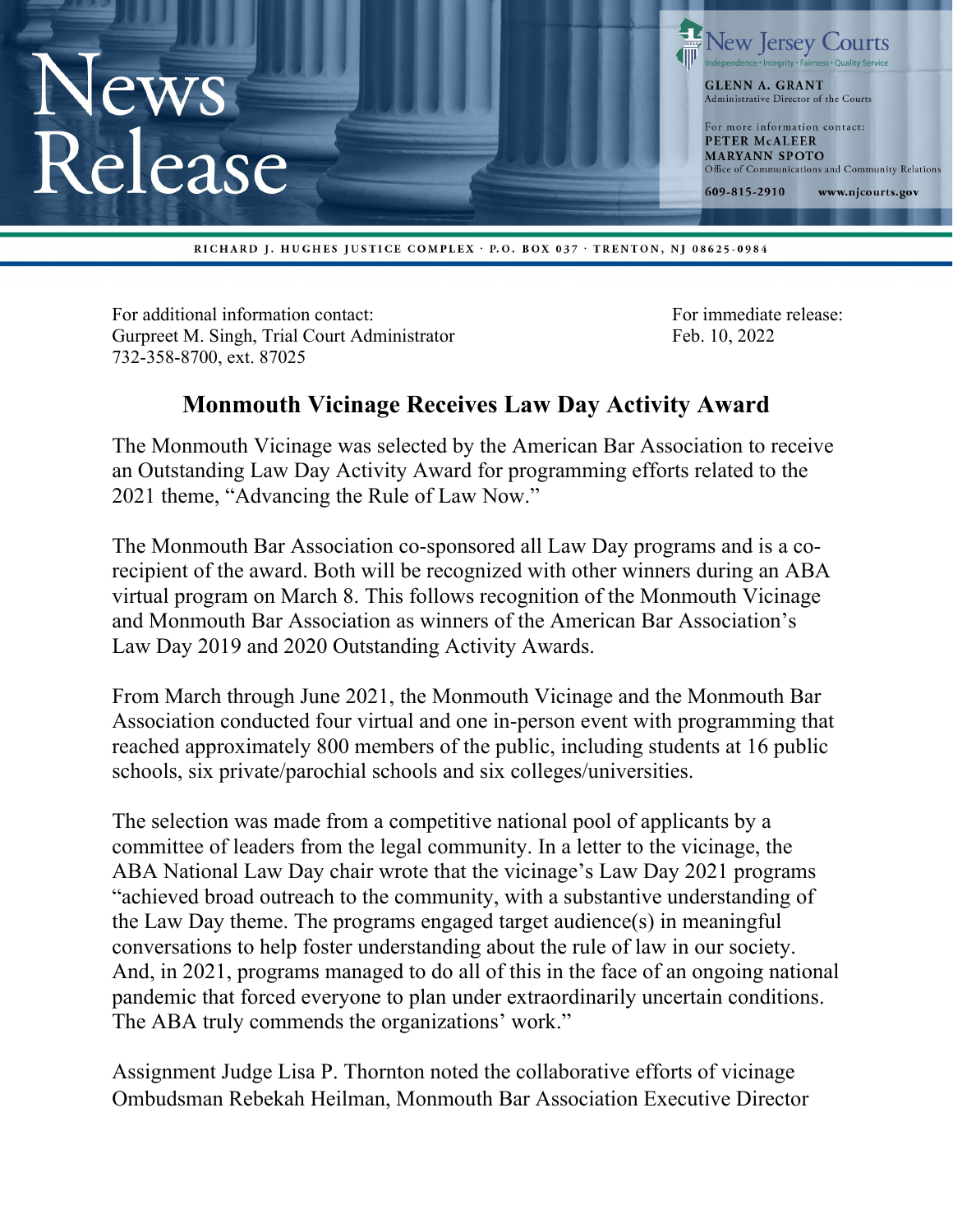# News Release

**New Jersey Courts**
Independence • Integrity • Fairness • Quality Service

**GLENN A. GRANT**
Administrative Director of the Courts

For more information contact:
**PETER McALEER**
**MARYANN SPOTO**
Office of Communications and Community Relations

**609-815-2910** **www.njcourts.gov**

RICHARD J. HUGHES JUSTICE COMPLEX · P.O. BOX 037 · TRENTON, NJ 08625-0984

For additional information contact:
Gurpreet M. Singh, Trial Court Administrator
732-358-8700, ext. 87025

For immediate release:
Feb. 10, 2022

## Monmouth Vicinage Receives Law Day Activity Award

The Monmouth Vicinage was selected by the American Bar Association to receive an Outstanding Law Day Activity Award for programming efforts related to the 2021 theme, "Advancing the Rule of Law Now."

The Monmouth Bar Association co-sponsored all Law Day programs and is a co-recipient of the award. Both will be recognized with other winners during an ABA virtual program on March 8. This follows recognition of the Monmouth Vicinage and Monmouth Bar Association as winners of the American Bar Association's Law Day 2019 and 2020 Outstanding Activity Awards.

From March through June 2021, the Monmouth Vicinage and the Monmouth Bar Association conducted four virtual and one in-person event with programming that reached approximately 800 members of the public, including students at 16 public schools, six private/parochial schools and six colleges/universities.

The selection was made from a competitive national pool of applicants by a committee of leaders from the legal community. In a letter to the vicinage, the ABA National Law Day chair wrote that the vicinage's Law Day 2021 programs "achieved broad outreach to the community, with a substantive understanding of the Law Day theme. The programs engaged target audience(s) in meaningful conversations to help foster understanding about the rule of law in our society. And, in 2021, programs managed to do all of this in the face of an ongoing national pandemic that forced everyone to plan under extraordinarily uncertain conditions. The ABA truly commends the organizations' work."

Assignment Judge Lisa P. Thornton noted the collaborative efforts of vicinage Ombudsman Rebekah Heilman, Monmouth Bar Association Executive Director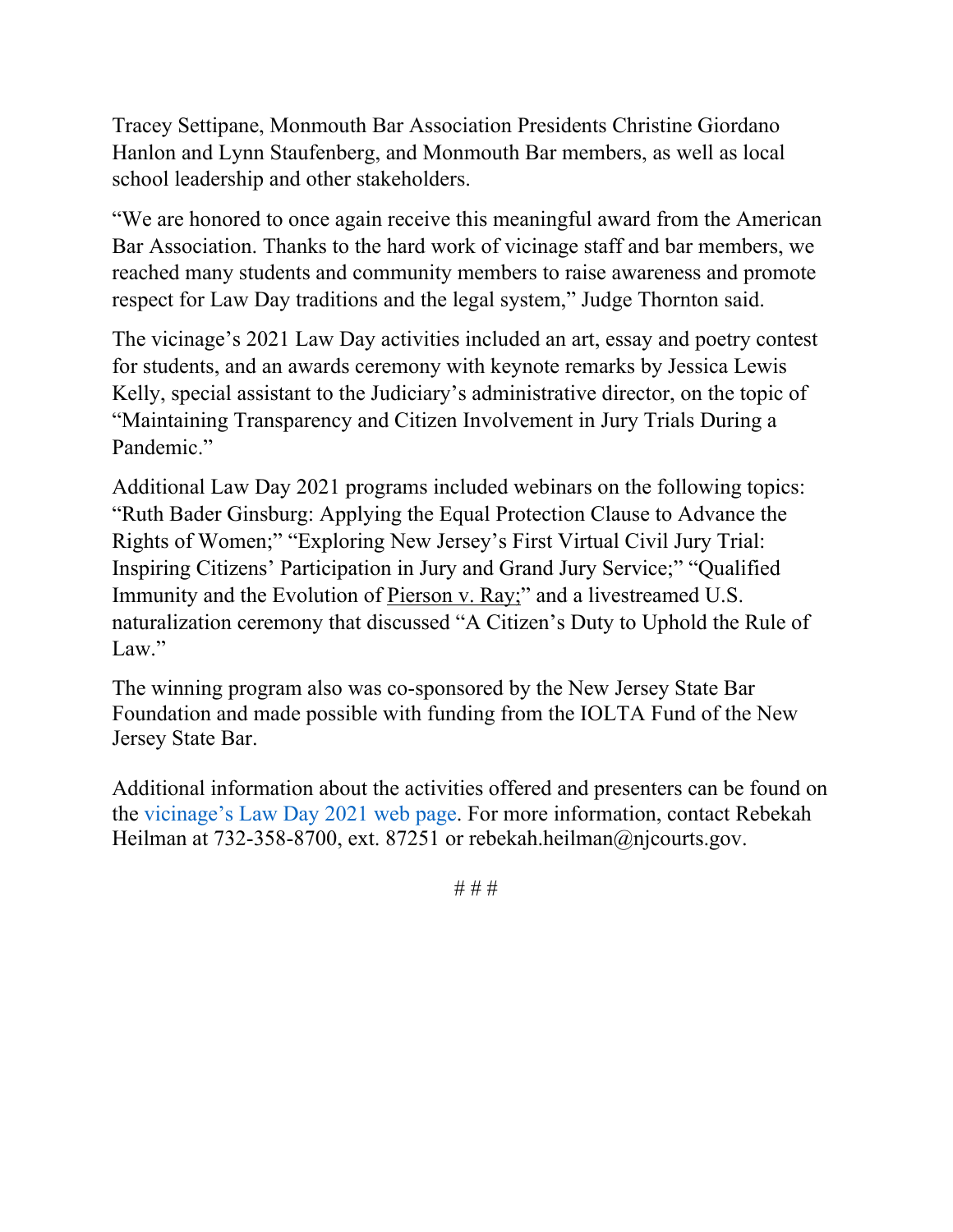Tracey Settipane, Monmouth Bar Association Presidents Christine Giordano Hanlon and Lynn Staufenberg, and Monmouth Bar members, as well as local school leadership and other stakeholders.

"We are honored to once again receive this meaningful award from the American Bar Association. Thanks to the hard work of vicinage staff and bar members, we reached many students and community members to raise awareness and promote respect for Law Day traditions and the legal system," Judge Thornton said.

The vicinage's 2021 Law Day activities included an art, essay and poetry contest for students, and an awards ceremony with keynote remarks by Jessica Lewis Kelly, special assistant to the Judiciary's administrative director, on the topic of "Maintaining Transparency and Citizen Involvement in Jury Trials During a Pandemic."

Additional Law Day 2021 programs included webinars on the following topics: "Ruth Bader Ginsburg: Applying the Equal Protection Clause to Advance the Rights of Women;" "Exploring New Jersey's First Virtual Civil Jury Trial: Inspiring Citizens' Participation in Jury and Grand Jury Service;" "Qualified Immunity and the Evolution of Pierson v. Ray;" and a livestreamed U.S. naturalization ceremony that discussed "A Citizen's Duty to Uphold the Rule of Law."

The winning program also was co-sponsored by the New Jersey State Bar Foundation and made possible with funding from the IOLTA Fund of the New Jersey State Bar.

Additional information about the activities offered and presenters can be found on the vicinage's Law Day 2021 web page. For more information, contact Rebekah Heilman at 732-358-8700, ext. 87251 or rebekah.heilman@njcourts.gov.

# # #